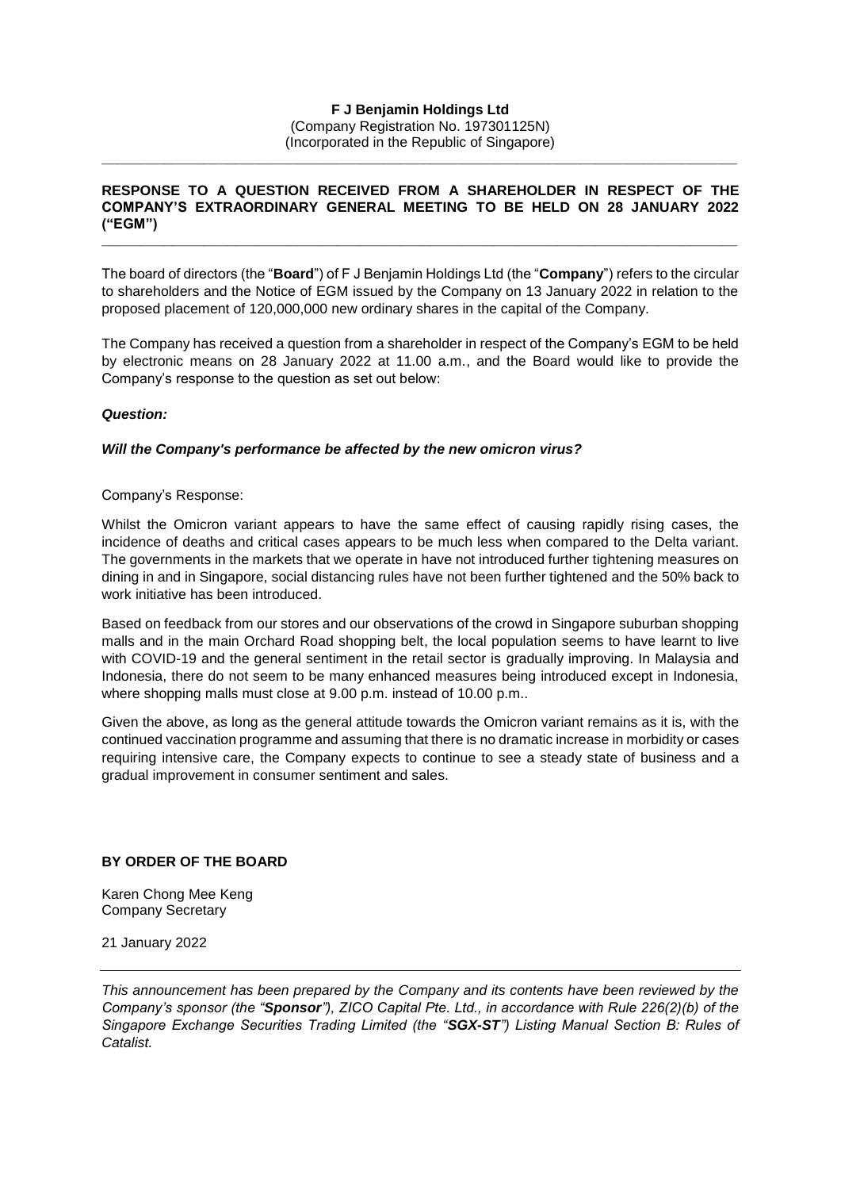**F J Benjamin Holdings Ltd**
(Company Registration No. 197301125N)
(Incorporated in the Republic of Singapore)

---

**RESPONSE TO A QUESTION RECEIVED FROM A SHAREHOLDER IN RESPECT OF THE COMPANY'S EXTRAORDINARY GENERAL MEETING TO BE HELD ON 28 JANUARY 2022 ("EGM")**

---

The board of directors (the "**Board**") of F J Benjamin Holdings Ltd (the "**Company**") refers to the circular to shareholders and the Notice of EGM issued by the Company on 13 January 2022 in relation to the proposed placement of 120,000,000 new ordinary shares in the capital of the Company.

The Company has received a question from a shareholder in respect of the Company's EGM to be held by electronic means on 28 January 2022 at 11.00 a.m., and the Board would like to provide the Company's response to the question as set out below:

***Question:***

***Will the Company's performance be affected by the new omicron virus?***

Company's Response:

Whilst the Omicron variant appears to have the same effect of causing rapidly rising cases, the incidence of deaths and critical cases appears to be much less when compared to the Delta variant. The governments in the markets that we operate in have not introduced further tightening measures on dining in and in Singapore, social distancing rules have not been further tightened and the 50% back to work initiative has been introduced.

Based on feedback from our stores and our observations of the crowd in Singapore suburban shopping malls and in the main Orchard Road shopping belt, the local population seems to have learnt to live with COVID-19 and the general sentiment in the retail sector is gradually improving. In Malaysia and Indonesia, there do not seem to be many enhanced measures being introduced except in Indonesia, where shopping malls must close at 9.00 p.m. instead of 10.00 p.m..

Given the above, as long as the general attitude towards the Omicron variant remains as it is, with the continued vaccination programme and assuming that there is no dramatic increase in morbidity or cases requiring intensive care, the Company expects to continue to see a steady state of business and a gradual improvement in consumer sentiment and sales.

**BY ORDER OF THE BOARD**

Karen Chong Mee Keng
Company Secretary

21 January 2022

---

*This announcement has been prepared by the Company and its contents have been reviewed by the Company's sponsor (the "**Sponsor**"), ZICO Capital Pte. Ltd., in accordance with Rule 226(2)(b) of the Singapore Exchange Securities Trading Limited (the "**SGX-ST**") Listing Manual Section B: Rules of Catalist.*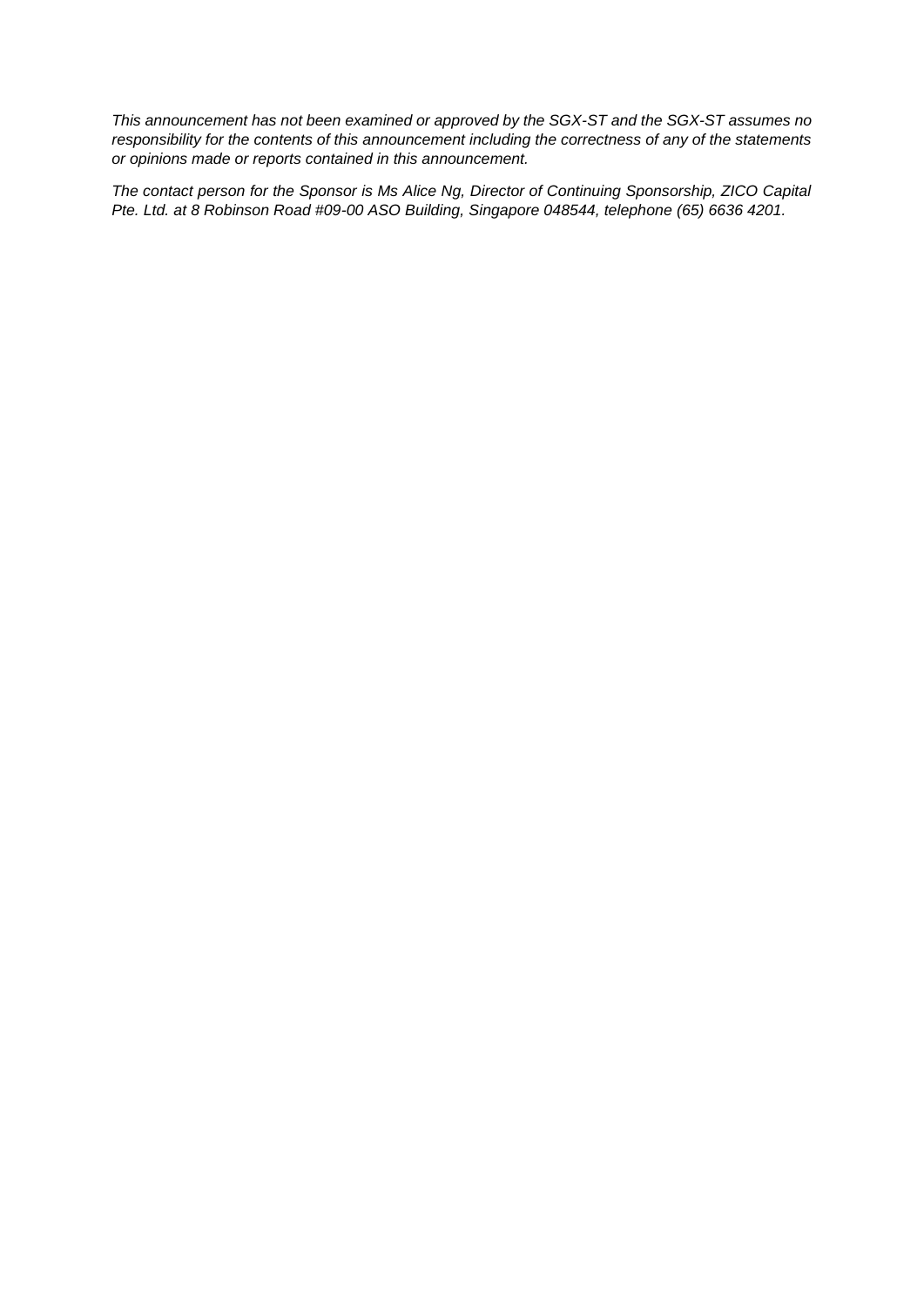*This announcement has not been examined or approved by the SGX-ST and the SGX-ST assumes no responsibility for the contents of this announcement including the correctness of any of the statements or opinions made or reports contained in this announcement.*

*The contact person for the Sponsor is Ms Alice Ng, Director of Continuing Sponsorship, ZICO Capital Pte. Ltd. at 8 Robinson Road #09-00 ASO Building, Singapore 048544, telephone (65) 6636 4201.*